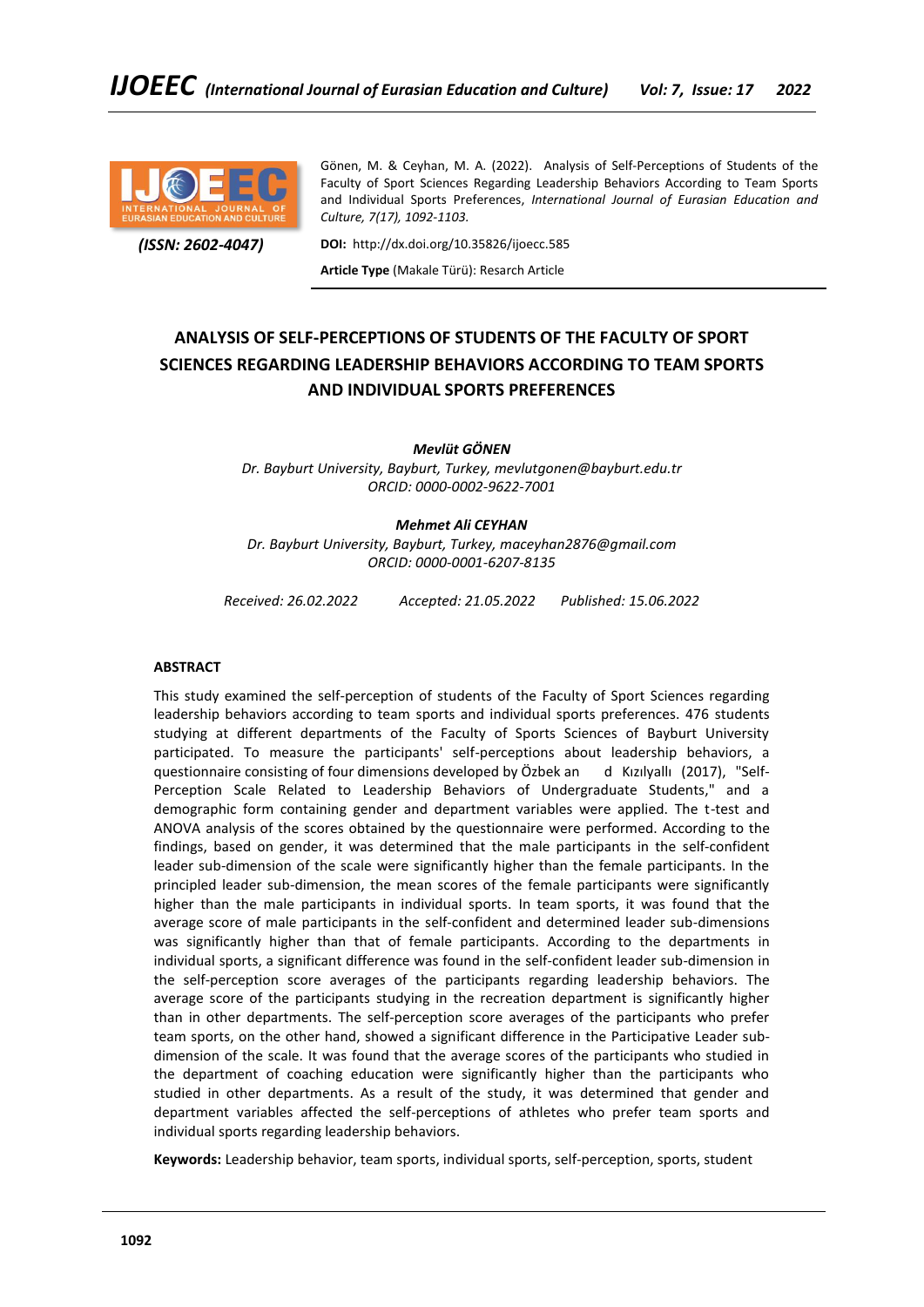Gönen, M. & Ceyhan, M. A. (2022). Analysis of Self-Perceptions of Students of the Faculty of Sport Sciences Regarding Leadership Behaviors According to Team Sports and Individual Sports Preferences, *International Journal of Eurasian Education and Culture, 7(17), 1092-1103.*

*(ISSN: 2602-4047)*

**DOI:** http://dx.doi.org/10.35826/ijoecc.585

**Article Type** (Makale Türü): Resarch Article

# ANALYSIS OF SELF-PERCEPTIONS OF STUDENTS OF THE FACULTY OF SPORT SCIENCES REGARDING LEADERSHIP BEHAVIORS ACCORDING TO TEAM SPORTS AND INDIVIDUAL SPORTS PREFERENCES

***Mevlüt GÖNEN***
*Dr. Bayburt University, Bayburt, Turkey, mevlutgonen@bayburt.edu.tr*
*ORCID: 0000-0002-9622-7001*

***Mehmet Ali CEYHAN***
*Dr. Bayburt University, Bayburt, Turkey, maceyhan2876@gmail.com*
*ORCID: 0000-0001-6207-8135*

*Received: 26.02.2022* *Accepted: 21.05.2022* *Published: 15.06.2022*

## ABSTRACT

This study examined the self-perception of students of the Faculty of Sport Sciences regarding leadership behaviors according to team sports and individual sports preferences. 476 students studying at different departments of the Faculty of Sports Sciences of Bayburt University participated. To measure the participants' self-perceptions about leadership behaviors, a questionnaire consisting of four dimensions developed by Özbek and Kızılyallı (2017), "Self-Perception Scale Related to Leadership Behaviors of Undergraduate Students," and a demographic form containing gender and department variables were applied. The t-test and ANOVA analysis of the scores obtained by the questionnaire were performed. According to the findings, based on gender, it was determined that the male participants in the self-confident leader sub-dimension of the scale were significantly higher than the female participants. In the principled leader sub-dimension, the mean scores of the female participants were significantly higher than the male participants in individual sports. In team sports, it was found that the average score of male participants in the self-confident and determined leader sub-dimensions was significantly higher than that of female participants. According to the departments in individual sports, a significant difference was found in the self-confident leader sub-dimension in the self-perception score averages of the participants regarding leadership behaviors. The average score of the participants studying in the recreation department is significantly higher than in other departments. The self-perception score averages of the participants who prefer team sports, on the other hand, showed a significant difference in the Participative Leader sub-dimension of the scale. It was found that the average scores of the participants who studied in the department of coaching education were significantly higher than the participants who studied in other departments. As a result of the study, it was determined that gender and department variables affected the self-perceptions of athletes who prefer team sports and individual sports regarding leadership behaviors.

**Keywords:** Leadership behavior, team sports, individual sports, self-perception, sports, student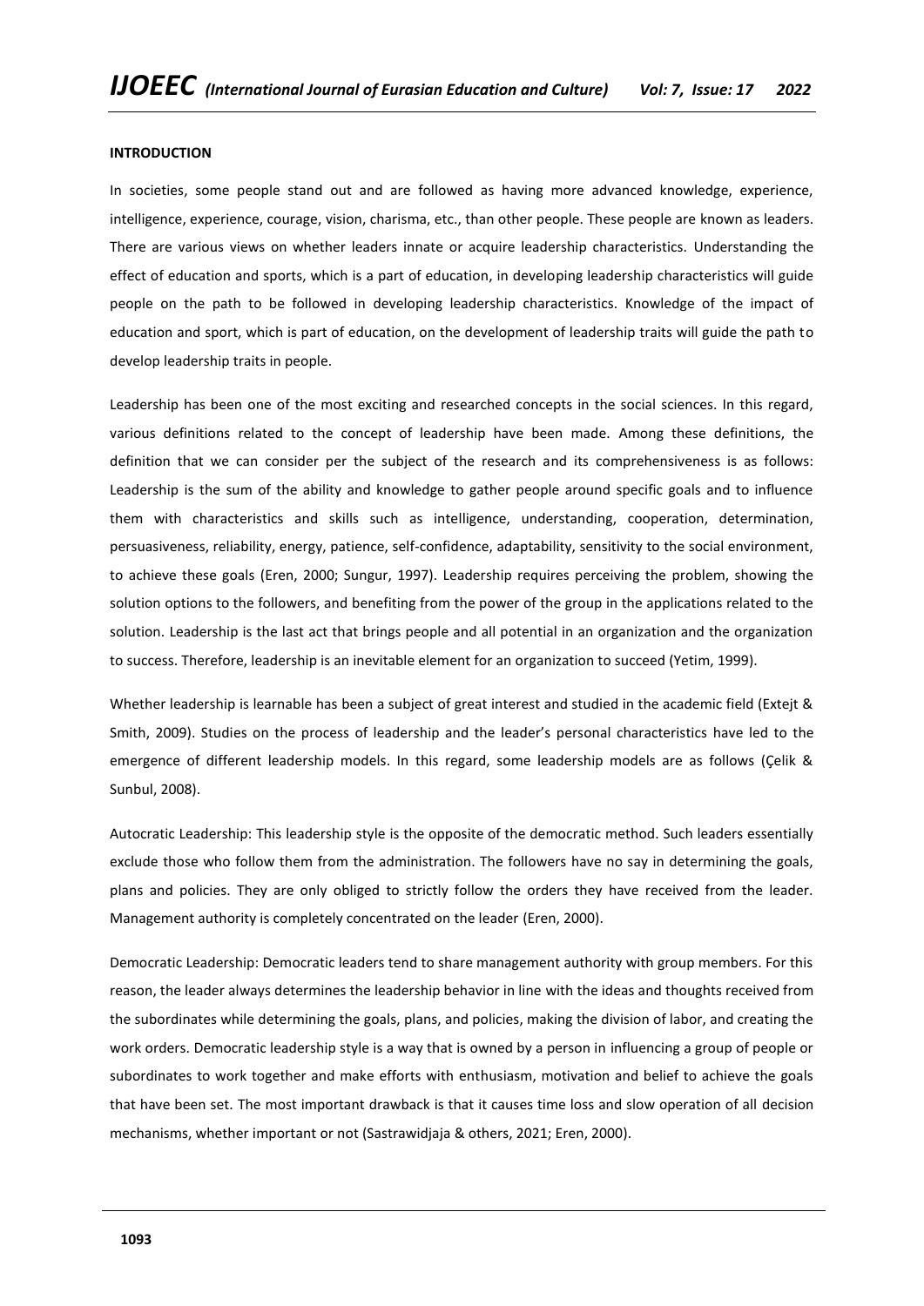**INTRODUCTION**

In societies, some people stand out and are followed as having more advanced knowledge, experience, intelligence, experience, courage, vision, charisma, etc., than other people. These people are known as leaders. There are various views on whether leaders innate or acquire leadership characteristics. Understanding the effect of education and sports, which is a part of education, in developing leadership characteristics will guide people on the path to be followed in developing leadership characteristics. Knowledge of the impact of education and sport, which is part of education, on the development of leadership traits will guide the path to develop leadership traits in people.

Leadership has been one of the most exciting and researched concepts in the social sciences. In this regard, various definitions related to the concept of leadership have been made. Among these definitions, the definition that we can consider per the subject of the research and its comprehensiveness is as follows: Leadership is the sum of the ability and knowledge to gather people around specific goals and to influence them with characteristics and skills such as intelligence, understanding, cooperation, determination, persuasiveness, reliability, energy, patience, self-confidence, adaptability, sensitivity to the social environment, to achieve these goals (Eren, 2000; Sungur, 1997). Leadership requires perceiving the problem, showing the solution options to the followers, and benefiting from the power of the group in the applications related to the solution. Leadership is the last act that brings people and all potential in an organization and the organization to success. Therefore, leadership is an inevitable element for an organization to succeed (Yetim, 1999).

Whether leadership is learnable has been a subject of great interest and studied in the academic field (Extejt & Smith, 2009). Studies on the process of leadership and the leader's personal characteristics have led to the emergence of different leadership models. In this regard, some leadership models are as follows (Çelik & Sunbul, 2008).

Autocratic Leadership: This leadership style is the opposite of the democratic method. Such leaders essentially exclude those who follow them from the administration. The followers have no say in determining the goals, plans and policies. They are only obliged to strictly follow the orders they have received from the leader. Management authority is completely concentrated on the leader (Eren, 2000).

Democratic Leadership: Democratic leaders tend to share management authority with group members. For this reason, the leader always determines the leadership behavior in line with the ideas and thoughts received from the subordinates while determining the goals, plans, and policies, making the division of labor, and creating the work orders. Democratic leadership style is a way that is owned by a person in influencing a group of people or subordinates to work together and make efforts with enthusiasm, motivation and belief to achieve the goals that have been set. The most important drawback is that it causes time loss and slow operation of all decision mechanisms, whether important or not (Sastrawidjaja & others, 2021; Eren, 2000).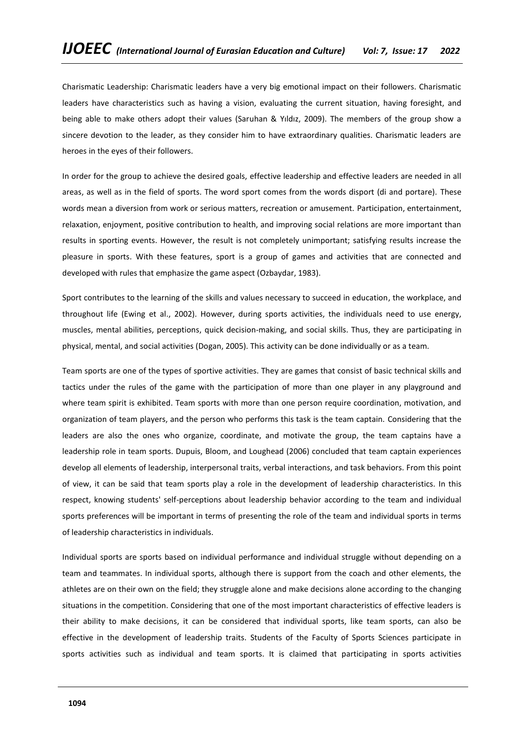Charismatic Leadership: Charismatic leaders have a very big emotional impact on their followers. Charismatic leaders have characteristics such as having a vision, evaluating the current situation, having foresight, and being able to make others adopt their values (Saruhan & Yıldız, 2009). The members of the group show a sincere devotion to the leader, as they consider him to have extraordinary qualities. Charismatic leaders are heroes in the eyes of their followers.

In order for the group to achieve the desired goals, effective leadership and effective leaders are needed in all areas, as well as in the field of sports. The word sport comes from the words disport (di and portare). These words mean a diversion from work or serious matters, recreation or amusement. Participation, entertainment, relaxation, enjoyment, positive contribution to health, and improving social relations are more important than results in sporting events. However, the result is not completely unimportant; satisfying results increase the pleasure in sports. With these features, sport is a group of games and activities that are connected and developed with rules that emphasize the game aspect (Ozbaydar, 1983).

Sport contributes to the learning of the skills and values necessary to succeed in education, the workplace, and throughout life (Ewing et al., 2002). However, during sports activities, the individuals need to use energy, muscles, mental abilities, perceptions, quick decision-making, and social skills. Thus, they are participating in physical, mental, and social activities (Dogan, 2005). This activity can be done individually or as a team.

Team sports are one of the types of sportive activities. They are games that consist of basic technical skills and tactics under the rules of the game with the participation of more than one player in any playground and where team spirit is exhibited. Team sports with more than one person require coordination, motivation, and organization of team players, and the person who performs this task is the team captain. Considering that the leaders are also the ones who organize, coordinate, and motivate the group, the team captains have a leadership role in team sports. Dupuis, Bloom, and Loughead (2006) concluded that team captain experiences develop all elements of leadership, interpersonal traits, verbal interactions, and task behaviors. From this point of view, it can be said that team sports play a role in the development of leadership characteristics. In this respect, knowing students' self-perceptions about leadership behavior according to the team and individual sports preferences will be important in terms of presenting the role of the team and individual sports in terms of leadership characteristics in individuals.

Individual sports are sports based on individual performance and individual struggle without depending on a team and teammates. In individual sports, although there is support from the coach and other elements, the athletes are on their own on the field; they struggle alone and make decisions alone according to the changing situations in the competition. Considering that one of the most important characteristics of effective leaders is their ability to make decisions, it can be considered that individual sports, like team sports, can also be effective in the development of leadership traits. Students of the Faculty of Sports Sciences participate in sports activities such as individual and team sports. It is claimed that participating in sports activities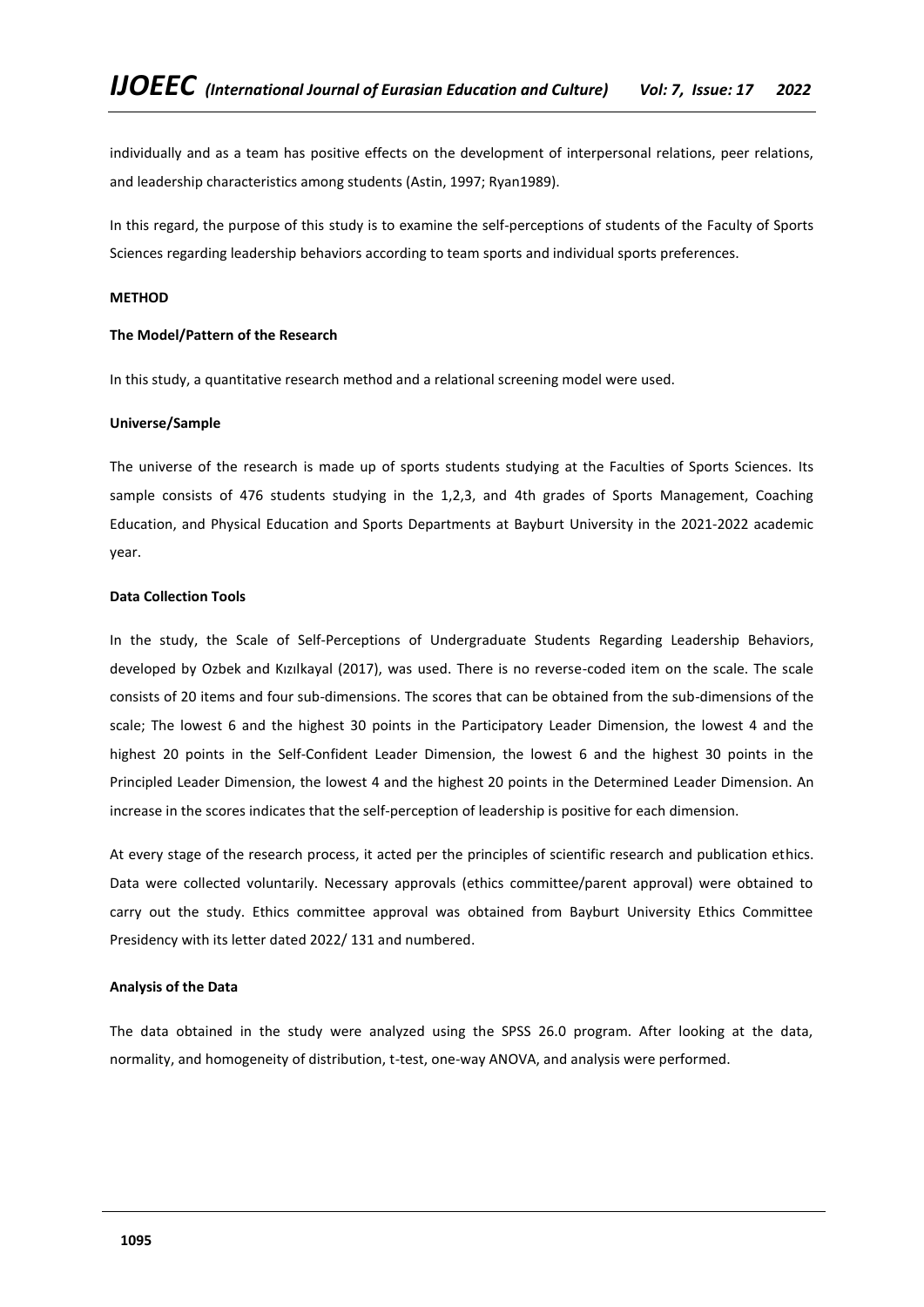individually and as a team has positive effects on the development of interpersonal relations, peer relations, and leadership characteristics among students (Astin, 1997; Ryan1989).

In this regard, the purpose of this study is to examine the self-perceptions of students of the Faculty of Sports Sciences regarding leadership behaviors according to team sports and individual sports preferences.

## METHOD

### The Model/Pattern of the Research

In this study, a quantitative research method and a relational screening model were used.

### Universe/Sample

The universe of the research is made up of sports students studying at the Faculties of Sports Sciences. Its sample consists of 476 students studying in the 1,2,3, and 4th grades of Sports Management, Coaching Education, and Physical Education and Sports Departments at Bayburt University in the 2021-2022 academic year.

### Data Collection Tools

In the study, the Scale of Self-Perceptions of Undergraduate Students Regarding Leadership Behaviors, developed by Ozbek and Kızılkayal (2017), was used. There is no reverse-coded item on the scale. The scale consists of 20 items and four sub-dimensions. The scores that can be obtained from the sub-dimensions of the scale; The lowest 6 and the highest 30 points in the Participatory Leader Dimension, the lowest 4 and the highest 20 points in the Self-Confident Leader Dimension, the lowest 6 and the highest 30 points in the Principled Leader Dimension, the lowest 4 and the highest 20 points in the Determined Leader Dimension. An increase in the scores indicates that the self-perception of leadership is positive for each dimension.

At every stage of the research process, it acted per the principles of scientific research and publication ethics. Data were collected voluntarily. Necessary approvals (ethics committee/parent approval) were obtained to carry out the study. Ethics committee approval was obtained from Bayburt University Ethics Committee Presidency with its letter dated 2022/ 131 and numbered.

### Analysis of the Data

The data obtained in the study were analyzed using the SPSS 26.0 program. After looking at the data, normality, and homogeneity of distribution, t-test, one-way ANOVA, and analysis were performed.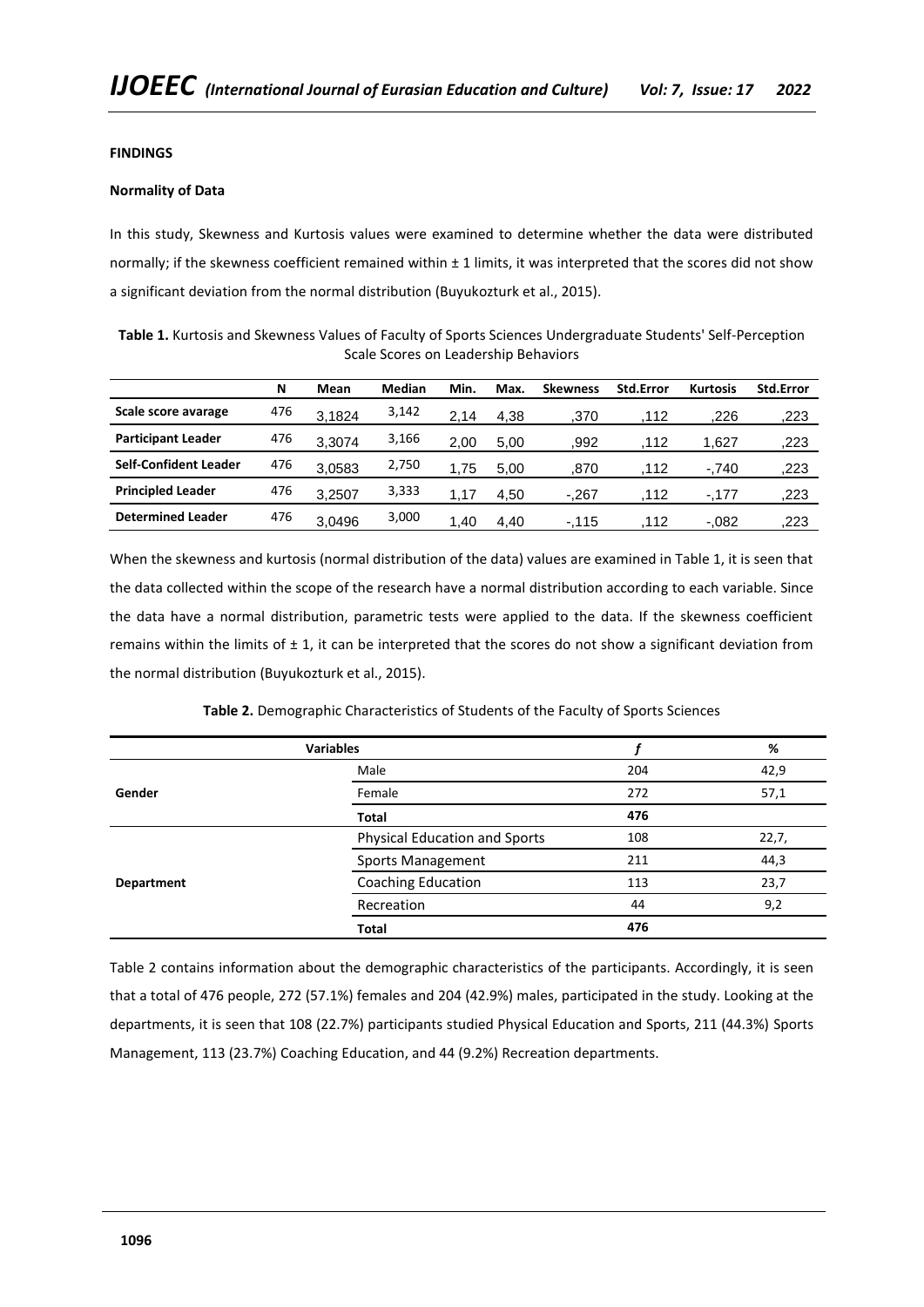**FINDINGS**

**Normality of Data**

In this study, Skewness and Kurtosis values were examined to determine whether the data were distributed normally; if the skewness coefficient remained within ± 1 limits, it was interpreted that the scores did not show a significant deviation from the normal distribution (Buyukozturk et al., 2015).

**Table 1.** Kurtosis and Skewness Values of Faculty of Sports Sciences Undergraduate Students' Self-Perception Scale Scores on Leadership Behaviors

| | N | Mean | Median | Min. | Max. | Skewness | Std.Error | Kurtosis | Std.Error |
|---|---|---|---|---|---|---|---|---|---|
| **Scale score avarage** | 476 | 3,1824 | 3,142 | 2,14 | 4,38 | ,370 | ,112 | ,226 | ,223 |
| **Participant Leader** | 476 | 3,3074 | 3,166 | 2,00 | 5,00 | ,992 | ,112 | 1,627 | ,223 |
| **Self-Confident Leader** | 476 | 3,0583 | 2,750 | 1,75 | 5,00 | ,870 | ,112 | -,740 | ,223 |
| **Principled Leader** | 476 | 3,2507 | 3,333 | 1,17 | 4,50 | -,267 | ,112 | -,177 | ,223 |
| **Determined Leader** | 476 | 3,0496 | 3,000 | 1,40 | 4,40 | -,115 | ,112 | -,082 | ,223 |

When the skewness and kurtosis (normal distribution of the data) values are examined in Table 1, it is seen that the data collected within the scope of the research have a normal distribution according to each variable. Since the data have a normal distribution, parametric tests were applied to the data. If the skewness coefficient remains within the limits of ± 1, it can be interpreted that the scores do not show a significant deviation from the normal distribution (Buyukozturk et al., 2015).

**Table 2.** Demographic Characteristics of Students of the Faculty of Sports Sciences

| Variables | | *f* | % |
|---|---|---|---|
| **Gender** | Male | 204 | 42,9 |
| | Female | 272 | 57,1 |
| | **Total** | **476** | |
| **Department** | Physical Education and Sports | 108 | 22,7, |
| | Sports Management | 211 | 44,3 |
| | Coaching Education | 113 | 23,7 |
| | Recreation | 44 | 9,2 |
| | **Total** | **476** | |

Table 2 contains information about the demographic characteristics of the participants. Accordingly, it is seen that a total of 476 people, 272 (57.1%) females and 204 (42.9%) males, participated in the study. Looking at the departments, it is seen that 108 (22.7%) participants studied Physical Education and Sports, 211 (44.3%) Sports Management, 113 (23.7%) Coaching Education, and 44 (9.2%) Recreation departments.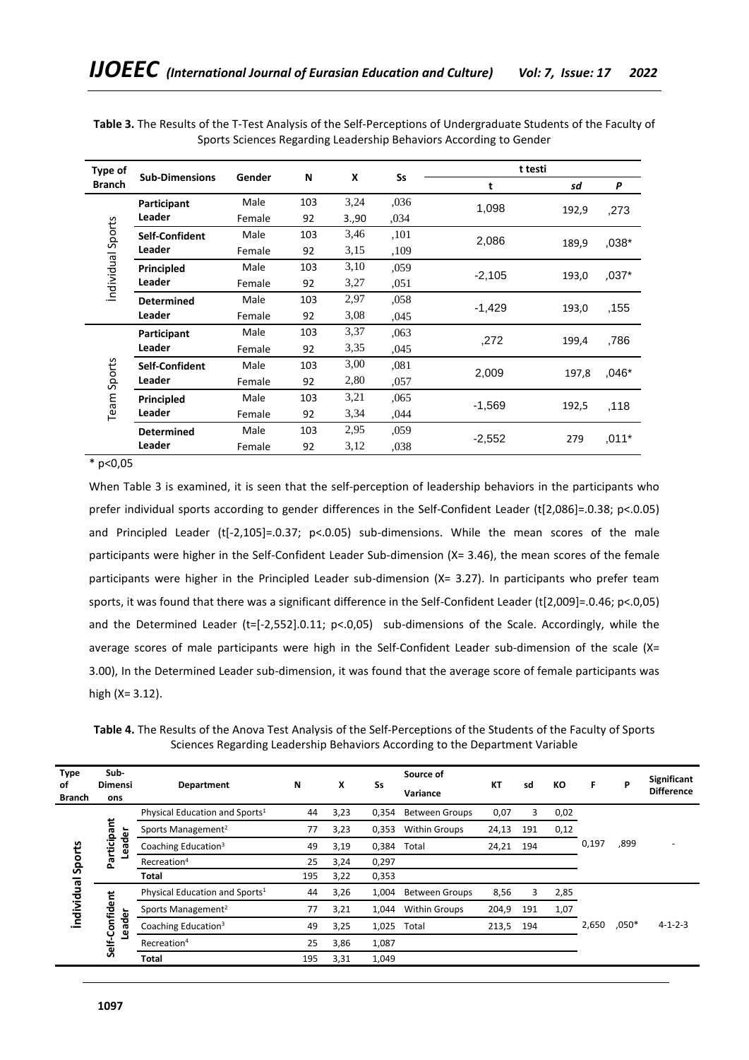**Table 3.** The Results of the T-Test Analysis of the Self-Perceptions of Undergraduate Students of the Faculty of Sports Sciences Regarding Leadership Behaviors According to Gender

| Type of Branch | Sub-Dimensions | Gender | N | X | Ss | t testi | | |
|---|---|---|---|---|---|---|---|---|
| | | | | | | t | sd | P |
| İndividual Sports | Participant Leader | Male | 103 | 3,24 | ,036 | 1,098 | 192,9 | ,273 |
| | | Female | 92 | 3.,90 | ,034 | | | |
| | Self-Confident Leader | Male | 103 | 3,46 | ,101 | 2,086 | 189,9 | ,038* |
| | | Female | 92 | 3,15 | ,109 | | | |
| | Principled Leader | Male | 103 | 3,10 | ,059 | -2,105 | 193,0 | ,037* |
| | | Female | 92 | 3,27 | ,051 | | | |
| | Determined Leader | Male | 103 | 2,97 | ,058 | -1,429 | 193,0 | ,155 |
| | | Female | 92 | 3,08 | ,045 | | | |
| Team Sports | Participant Leader | Male | 103 | 3,37 | ,063 | ,272 | 199,4 | ,786 |
| | | Female | 92 | 3,35 | ,045 | | | |
| | Self-Confident Leader | Male | 103 | 3,00 | ,081 | 2,009 | 197,8 | ,046* |
| | | Female | 92 | 2,80 | ,057 | | | |
| | Principled Leader | Male | 103 | 3,21 | ,065 | -1,569 | 192,5 | ,118 |
| | | Female | 92 | 3,34 | ,044 | | | |
| | Determined Leader | Male | 103 | 2,95 | ,059 | -2,552 | 279 | ,011* |
| | | Female | 92 | 3,12 | ,038 | | | |

* p<0,05

When Table 3 is examined, it is seen that the self-perception of leadership behaviors in the participants who prefer individual sports according to gender differences in the Self-Confident Leader (t[2,086]=.0.38; p<.0.05) and Principled Leader (t[-2,105]=.0.37; p<.0.05) sub-dimensions. While the mean scores of the male participants were higher in the Self-Confident Leader Sub-dimension (X= 3.46), the mean scores of the female participants were higher in the Principled Leader sub-dimension (X= 3.27). In participants who prefer team sports, it was found that there was a significant difference in the Self-Confident Leader (t[2,009]=.0.46; p<.0,05) and the Determined Leader (t=[-2,552].0.11; p<.0,05) sub-dimensions of the Scale. Accordingly, while the average scores of male participants were high in the Self-Confident Leader sub-dimension of the scale (X= 3.00), In the Determined Leader sub-dimension, it was found that the average score of female participants was high (X= 3.12).

**Table 4.** The Results of the Anova Test Analysis of the Self-Perceptions of the Students of the Faculty of Sports Sciences Regarding Leadership Behaviors According to the Department Variable

| Type of Branch | Sub-Dimensions | Department | N | X | Ss | Source of Variance | KT | sd | KO | F | P | Significant Difference |
|---|---|---|---|---|---|---|---|---|---|---|---|---|
| İndividual Sports | Participant Leader | Physical Education and Sports[1] | 44 | 3,23 | 0,354 | Between Groups | 0,07 | 3 | 0,02 | 0,197 | ,899 | - |
| | | Sports Management[2] | 77 | 3,23 | 0,353 | Within Groups | 24,13 | 191 | 0,12 | | | |
| | | Coaching Education[3] | 49 | 3,19 | 0,384 | Total | 24,21 | 194 | | | | |
| | | Recreation[4] | 25 | 3,24 | 0,297 | | | | | | | |
| | | Total | 195 | 3,22 | 0,353 | | | | | | | |
| | Self-Confident Leader | Physical Education and Sports[1] | 44 | 3,26 | 1,004 | Between Groups | 8,56 | 3 | 2,85 | 2,650 | ,050* | 4-1-2-3 |
| | | Sports Management[2] | 77 | 3,21 | 1,044 | Within Groups | 204,9 | 191 | 1,07 | | | |
| | | Coaching Education[3] | 49 | 3,25 | 1,025 | Total | 213,5 | 194 | | | | |
| | | Recreation[4] | 25 | 3,86 | 1,087 | | | | | | | |
| | | Total | 195 | 3,31 | 1,049 | | | | | | | |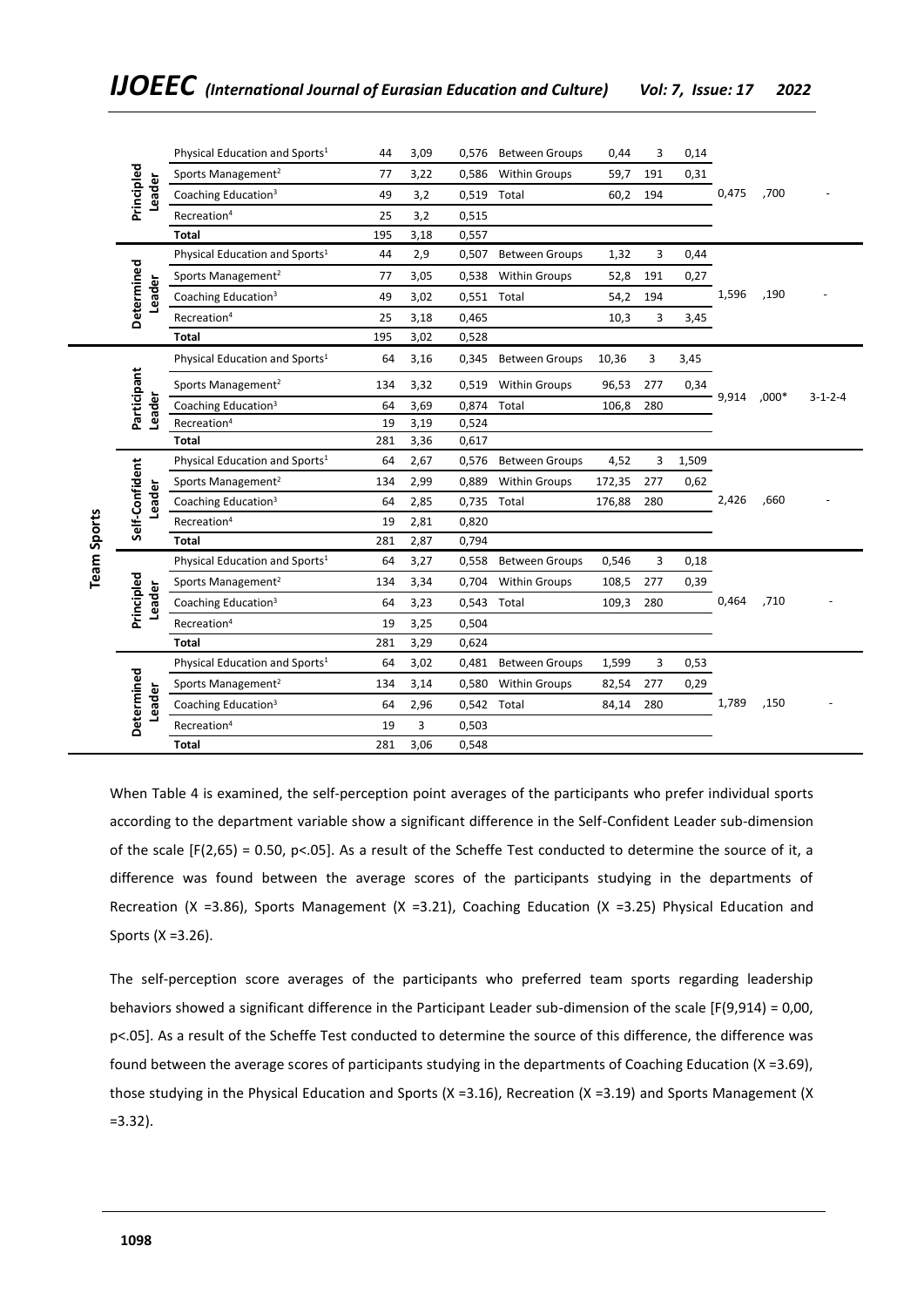| | | | N | X | SD | Source | SS | df | MS | F | p | Difference |
|---|---|---|---|---|---|---|---|---|---|---|---|---|
| | Principled Leader | Physical Education and Sports[1] | 44 | 3,09 | 0,576 | Between Groups | 0,44 | 3 | 0,14 | 0,475 | ,700 | - |
| | | Sports Management[2] | 77 | 3,22 | 0,586 | Within Groups | 59,7 | 191 | 0,31 | | | |
| | | Coaching Education[3] | 49 | 3,2 | 0,519 | Total | 60,2 | 194 | | | | |
| | | Recreation[4] | 25 | 3,2 | 0,515 | | | | | | | |
| | | **Total** | 195 | 3,18 | 0,557 | | | | | | | |
| | Determined Leader | Physical Education and Sports[1] | 44 | 2,9 | 0,507 | Between Groups | 1,32 | 3 | 0,44 | 1,596 | ,190 | - |
| | | Sports Management[2] | 77 | 3,05 | 0,538 | Within Groups | 52,8 | 191 | 0,27 | | | |
| | | Coaching Education[3] | 49 | 3,02 | 0,551 | Total | 54,2 | 194 | | | | |
| | | Recreation[4] | 25 | 3,18 | 0,465 | | 10,3 | 3 | 3,45 | | | |
| | | **Total** | 195 | 3,02 | 0,528 | | | | | | | |
| Team Sports | Participant Leader | Physical Education and Sports[1] | 64 | 3,16 | 0,345 | Between Groups | 10,36 | 3 | 3,45 | 9,914 | ,000* | 3-1-2-4 |
| | | Sports Management[2] | 134 | 3,32 | 0,519 | Within Groups | 96,53 | 277 | 0,34 | | | |
| | | Coaching Education[3] | 64 | 3,69 | 0,874 | Total | 106,8 | 280 | | | | |
| | | Recreation[4] | 19 | 3,19 | 0,524 | | | | | | | |
| | | **Total** | 281 | 3,36 | 0,617 | | | | | | | |
| | Self-Confident Leader | Physical Education and Sports[1] | 64 | 2,67 | 0,576 | Between Groups | 4,52 | 3 | 1,509 | 2,426 | ,660 | - |
| | | Sports Management[2] | 134 | 2,99 | 0,889 | Within Groups | 172,35 | 277 | 0,62 | | | |
| | | Coaching Education[3] | 64 | 2,85 | 0,735 | Total | 176,88 | 280 | | | | |
| | | Recreation[4] | 19 | 2,81 | 0,820 | | | | | | | |
| | | **Total** | 281 | 2,87 | 0,794 | | | | | | | |
| | Principled Leader | Physical Education and Sports[1] | 64 | 3,27 | 0,558 | Between Groups | 0,546 | 3 | 0,18 | 0,464 | ,710 | - |
| | | Sports Management[2] | 134 | 3,34 | 0,704 | Within Groups | 108,5 | 277 | 0,39 | | | |
| | | Coaching Education[3] | 64 | 3,23 | 0,543 | Total | 109,3 | 280 | | | | |
| | | Recreation[4] | 19 | 3,25 | 0,504 | | | | | | | |
| | | **Total** | 281 | 3,29 | 0,624 | | | | | | | |
| | Determined Leader | Physical Education and Sports[1] | 64 | 3,02 | 0,481 | Between Groups | 1,599 | 3 | 0,53 | 1,789 | ,150 | - |
| | | Sports Management[2] | 134 | 3,14 | 0,580 | Within Groups | 82,54 | 277 | 0,29 | | | |
| | | Coaching Education[3] | 64 | 2,96 | 0,542 | Total | 84,14 | 280 | | | | |
| | | Recreation[4] | 19 | 3 | 0,503 | | | | | | | |
| | | **Total** | 281 | 3,06 | 0,548 | | | | | | | |

When Table 4 is examined, the self-perception point averages of the participants who prefer individual sports according to the department variable show a significant difference in the Self-Confident Leader sub-dimension of the scale [$F(2,65) = 0.50$, $p<.05$]. As a result of the Scheffe Test conducted to determine the source of it, a difference was found between the average scores of the participants studying in the departments of Recreation (X =3.86), Sports Management (X =3.21), Coaching Education (X =3.25) Physical Education and Sports (X =3.26).

The self-perception score averages of the participants who preferred team sports regarding leadership behaviors showed a significant difference in the Participant Leader sub-dimension of the scale [$F(9,914) = 0,00$, $p<.05$]. As a result of the Scheffe Test conducted to determine the source of this difference, the difference was found between the average scores of participants studying in the departments of Coaching Education (X =3.69), those studying in the Physical Education and Sports (X =3.16), Recreation (X =3.19) and Sports Management (X =3.32).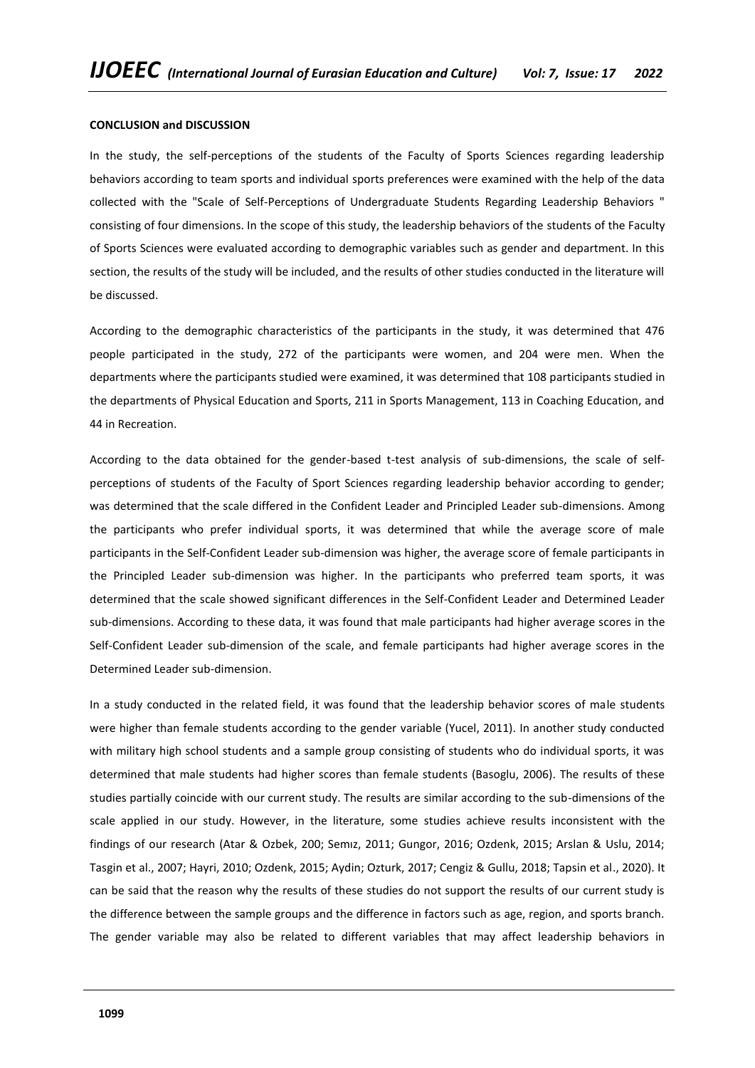**CONCLUSION and DISCUSSION**

In the study, the self-perceptions of the students of the Faculty of Sports Sciences regarding leadership behaviors according to team sports and individual sports preferences were examined with the help of the data collected with the "Scale of Self-Perceptions of Undergraduate Students Regarding Leadership Behaviors " consisting of four dimensions. In the scope of this study, the leadership behaviors of the students of the Faculty of Sports Sciences were evaluated according to demographic variables such as gender and department. In this section, the results of the study will be included, and the results of other studies conducted in the literature will be discussed.

According to the demographic characteristics of the participants in the study, it was determined that 476 people participated in the study, 272 of the participants were women, and 204 were men. When the departments where the participants studied were examined, it was determined that 108 participants studied in the departments of Physical Education and Sports, 211 in Sports Management, 113 in Coaching Education, and 44 in Recreation.

According to the data obtained for the gender-based t-test analysis of sub-dimensions, the scale of self-perceptions of students of the Faculty of Sport Sciences regarding leadership behavior according to gender; was determined that the scale differed in the Confident Leader and Principled Leader sub-dimensions. Among the participants who prefer individual sports, it was determined that while the average score of male participants in the Self-Confident Leader sub-dimension was higher, the average score of female participants in the Principled Leader sub-dimension was higher. In the participants who preferred team sports, it was determined that the scale showed significant differences in the Self-Confident Leader and Determined Leader sub-dimensions. According to these data, it was found that male participants had higher average scores in the Self-Confident Leader sub-dimension of the scale, and female participants had higher average scores in the Determined Leader sub-dimension.

In a study conducted in the related field, it was found that the leadership behavior scores of male students were higher than female students according to the gender variable (Yucel, 2011). In another study conducted with military high school students and a sample group consisting of students who do individual sports, it was determined that male students had higher scores than female students (Basoglu, 2006). The results of these studies partially coincide with our current study. The results are similar according to the sub-dimensions of the scale applied in our study. However, in the literature, some studies achieve results inconsistent with the findings of our research (Atar & Ozbek, 200; Semız, 2011; Gungor, 2016; Ozdenk, 2015; Arslan & Uslu, 2014; Tasgin et al., 2007; Hayri, 2010; Ozdenk, 2015; Aydin; Ozturk, 2017; Cengiz & Gullu, 2018; Tapsin et al., 2020). It can be said that the reason why the results of these studies do not support the results of our current study is the difference between the sample groups and the difference in factors such as age, region, and sports branch. The gender variable may also be related to different variables that may affect leadership behaviors in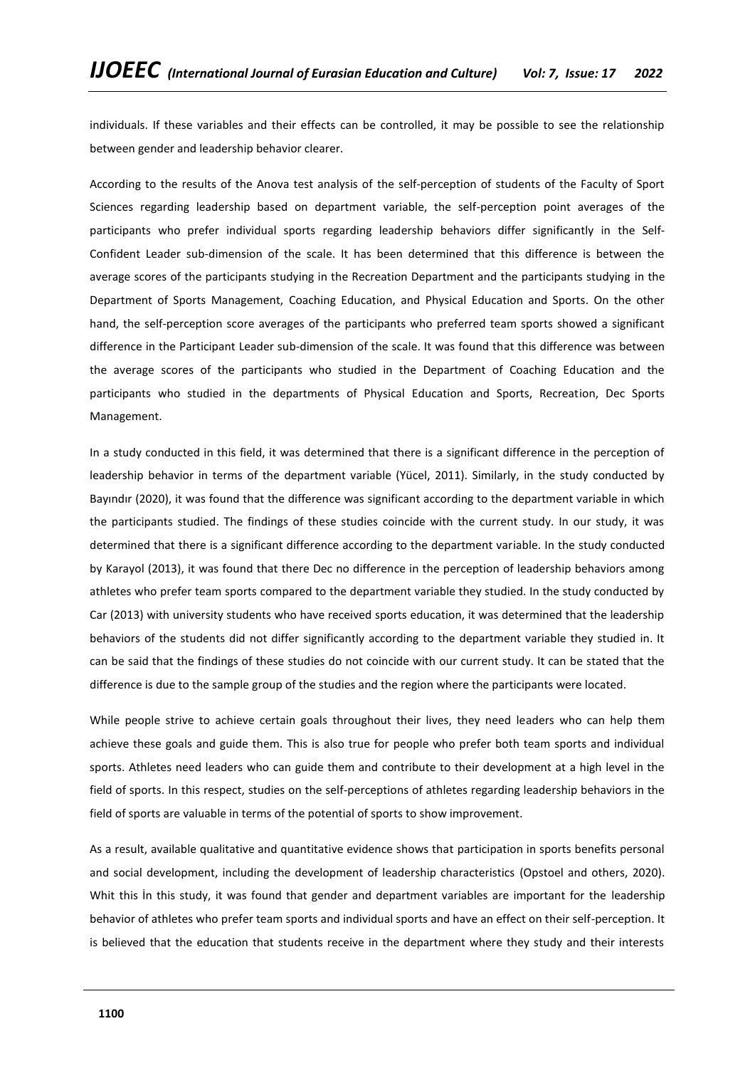individuals. If these variables and their effects can be controlled, it may be possible to see the relationship between gender and leadership behavior clearer.

According to the results of the Anova test analysis of the self-perception of students of the Faculty of Sport Sciences regarding leadership based on department variable, the self-perception point averages of the participants who prefer individual sports regarding leadership behaviors differ significantly in the Self-Confident Leader sub-dimension of the scale. It has been determined that this difference is between the average scores of the participants studying in the Recreation Department and the participants studying in the Department of Sports Management, Coaching Education, and Physical Education and Sports. On the other hand, the self-perception score averages of the participants who preferred team sports showed a significant difference in the Participant Leader sub-dimension of the scale. It was found that this difference was between the average scores of the participants who studied in the Department of Coaching Education and the participants who studied in the departments of Physical Education and Sports, Recreation, Dec Sports Management.

In a study conducted in this field, it was determined that there is a significant difference in the perception of leadership behavior in terms of the department variable (Yücel, 2011). Similarly, in the study conducted by Bayındır (2020), it was found that the difference was significant according to the department variable in which the participants studied. The findings of these studies coincide with the current study. In our study, it was determined that there is a significant difference according to the department variable. In the study conducted by Karayol (2013), it was found that there Dec no difference in the perception of leadership behaviors among athletes who prefer team sports compared to the department variable they studied. In the study conducted by Car (2013) with university students who have received sports education, it was determined that the leadership behaviors of the students did not differ significantly according to the department variable they studied in. It can be said that the findings of these studies do not coincide with our current study. It can be stated that the difference is due to the sample group of the studies and the region where the participants were located.

While people strive to achieve certain goals throughout their lives, they need leaders who can help them achieve these goals and guide them. This is also true for people who prefer both team sports and individual sports. Athletes need leaders who can guide them and contribute to their development at a high level in the field of sports. In this respect, studies on the self-perceptions of athletes regarding leadership behaviors in the field of sports are valuable in terms of the potential of sports to show improvement.

As a result, available qualitative and quantitative evidence shows that participation in sports benefits personal and social development, including the development of leadership characteristics (Opstoel and others, 2020). Whit this İn this study, it was found that gender and department variables are important for the leadership behavior of athletes who prefer team sports and individual sports and have an effect on their self-perception. It is believed that the education that students receive in the department where they study and their interests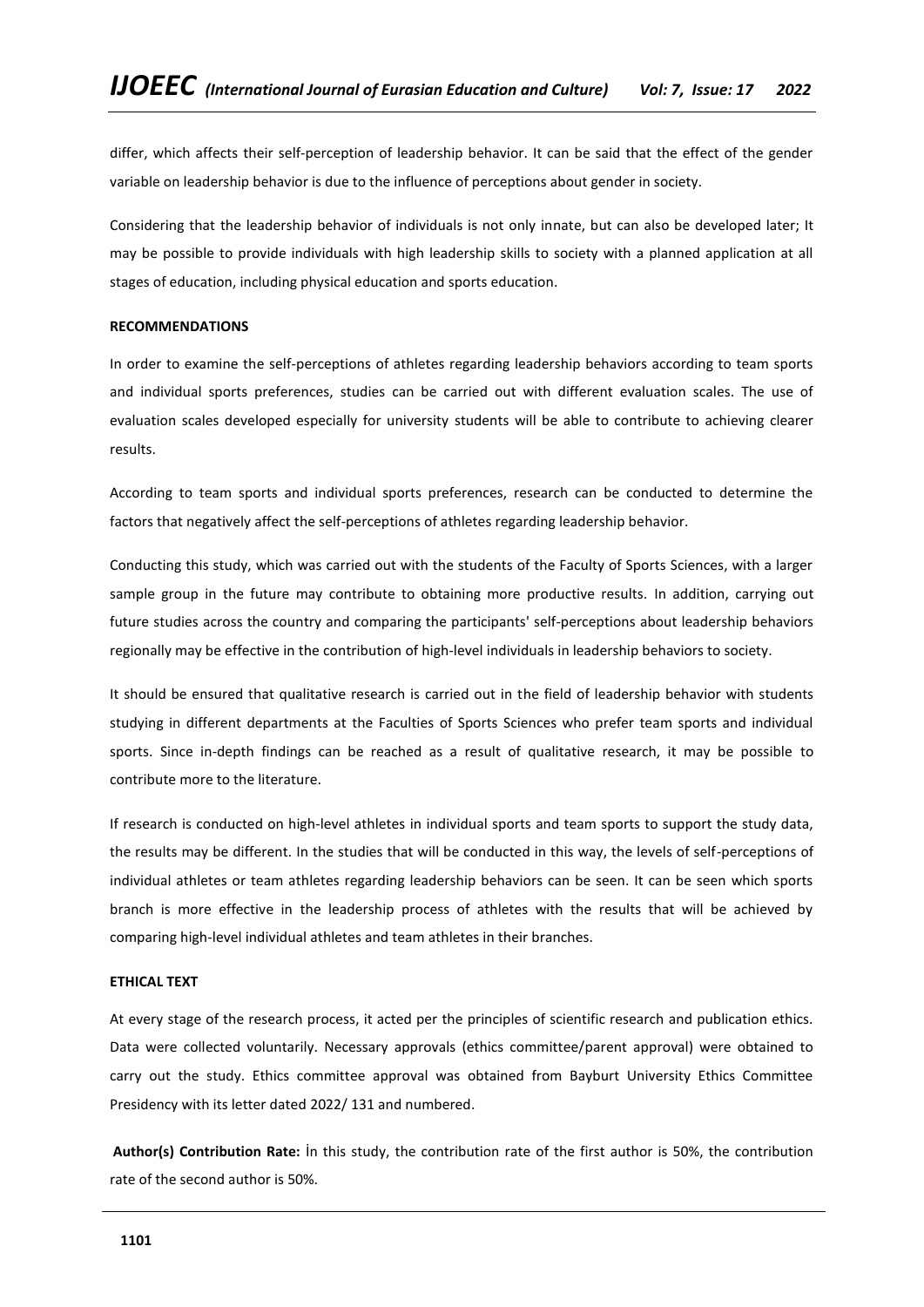differ, which affects their self-perception of leadership behavior. It can be said that the effect of the gender variable on leadership behavior is due to the influence of perceptions about gender in society.

Considering that the leadership behavior of individuals is not only innate, but can also be developed later; It may be possible to provide individuals with high leadership skills to society with a planned application at all stages of education, including physical education and sports education.

## RECOMMENDATIONS

In order to examine the self-perceptions of athletes regarding leadership behaviors according to team sports and individual sports preferences, studies can be carried out with different evaluation scales. The use of evaluation scales developed especially for university students will be able to contribute to achieving clearer results.

According to team sports and individual sports preferences, research can be conducted to determine the factors that negatively affect the self-perceptions of athletes regarding leadership behavior.

Conducting this study, which was carried out with the students of the Faculty of Sports Sciences, with a larger sample group in the future may contribute to obtaining more productive results. In addition, carrying out future studies across the country and comparing the participants' self-perceptions about leadership behaviors regionally may be effective in the contribution of high-level individuals in leadership behaviors to society.

It should be ensured that qualitative research is carried out in the field of leadership behavior with students studying in different departments at the Faculties of Sports Sciences who prefer team sports and individual sports. Since in-depth findings can be reached as a result of qualitative research, it may be possible to contribute more to the literature.

If research is conducted on high-level athletes in individual sports and team sports to support the study data, the results may be different. In the studies that will be conducted in this way, the levels of self-perceptions of individual athletes or team athletes regarding leadership behaviors can be seen. It can be seen which sports branch is more effective in the leadership process of athletes with the results that will be achieved by comparing high-level individual athletes and team athletes in their branches.

## ETHICAL TEXT

At every stage of the research process, it acted per the principles of scientific research and publication ethics. Data were collected voluntarily. Necessary approvals (ethics committee/parent approval) were obtained to carry out the study. Ethics committee approval was obtained from Bayburt University Ethics Committee Presidency with its letter dated 2022/ 131 and numbered.

**Author(s) Contribution Rate:** İn this study, the contribution rate of the first author is 50%, the contribution rate of the second author is 50%.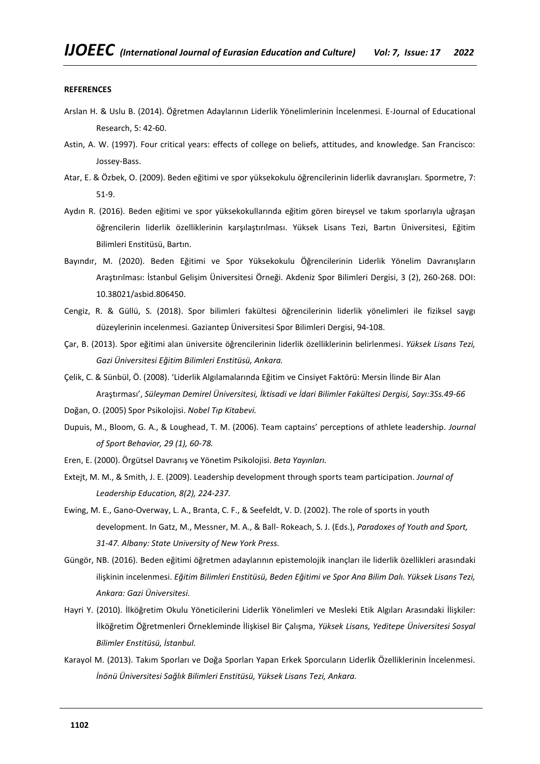**REFERENCES**

Arslan H. & Uslu B. (2014). Öğretmen Adaylarının Liderlik Yönelimlerinin İncelenmesi. E-Journal of Educational Research, 5: 42-60.

Astin, A. W. (1997). Four critical years: effects of college on beliefs, attitudes, and knowledge. San Francisco: Jossey-Bass.

Atar, E. & Özbek, O. (2009). Beden eğitimi ve spor yüksekokulu öğrencilerinin liderlik davranışları. Spormetre, 7: 51-9.

Aydın R. (2016). Beden eğitimi ve spor yüksekokullarında eğitim gören bireysel ve takım sporlarıyla uğraşan öğrencilerin liderlik özelliklerinin karşılaştırılması. Yüksek Lisans Tezi, Bartın Üniversitesi, Eğitim Bilimleri Enstitüsü, Bartın.

Bayındır, M. (2020). Beden Eğitimi ve Spor Yüksekokulu Öğrencilerinin Liderlik Yönelim Davranışların Araştırılması: İstanbul Gelişim Üniversitesi Örneği. Akdeniz Spor Bilimleri Dergisi, 3 (2), 260-268. DOI: 10.38021/asbid.806450.

Cengiz, R. & Güllü, S. (2018). Spor bilimleri fakültesi öğrencilerinin liderlik yönelimleri ile fiziksel saygı düzeylerinin incelenmesi. Gaziantep Üniversitesi Spor Bilimleri Dergisi, 94-108.

Çar, B. (2013). Spor eğitimi alan üniversite öğrencilerinin liderlik özelliklerinin belirlenmesi. *Yüksek Lisans Tezi, Gazi Üniversitesi Eğitim Bilimleri Enstitüsü, Ankara.*

Çelik, C. & Sünbül, Ö. (2008). 'Liderlik Algılamalarında Eğitim ve Cinsiyet Faktörü: Mersin İlinde Bir Alan Araştırması', *Süleyman Demirel Üniversitesi, İktisadi ve İdari Bilimler Fakültesi Dergisi, Sayı:3Ss.49-66*

Doğan, O. (2005) Spor Psikolojisi. *Nobel Tıp Kitabevi.*

Dupuis, M., Bloom, G. A., & Loughead, T. M. (2006). Team captains' perceptions of athlete leadership. *Journal of Sport Behavior, 29 (1), 60-78.*

Eren, E. (2000). Örgütsel Davranış ve Yönetim Psikolojisi. *Beta Yayınları.*

Extejt, M. M., & Smith, J. E. (2009). Leadership development through sports team participation. *Journal of Leadership Education, 8(2), 224-237.*

Ewing, M. E., Gano-Overway, L. A., Branta, C. F., & Seefeldt, V. D. (2002). The role of sports in youth development. In Gatz, M., Messner, M. A., & Ball- Rokeach, S. J. (Eds.), *Paradoxes of Youth and Sport, 31-47. Albany: State University of New York Press.*

Güngör, NB. (2016). Beden eğitimi öğretmen adaylarının epistemolojik inançları ile liderlik özellikleri arasındaki ilişkinin incelenmesi. *Eğitim Bilimleri Enstitüsü, Beden Eğitimi ve Spor Ana Bilim Dalı. Yüksek Lisans Tezi, Ankara: Gazi Üniversitesi.*

Hayri Y. (2010). İlköğretim Okulu Yöneticilerini Liderlik Yönelimleri ve Mesleki Etik Algıları Arasındaki İlişkiler: İlköğretim Öğretmenleri Örnekleminde İlişkisel Bir Çalışma, *Yüksek Lisans, Yeditepe Üniversitesi Sosyal Bilimler Enstitüsü, İstanbul.*

Karayol M. (2013). Takım Sporları ve Doğa Sporları Yapan Erkek Sporcuların Liderlik Özelliklerinin İncelenmesi. *İnönü Üniversitesi Sağlık Bilimleri Enstitüsü, Yüksek Lisans Tezi, Ankara.*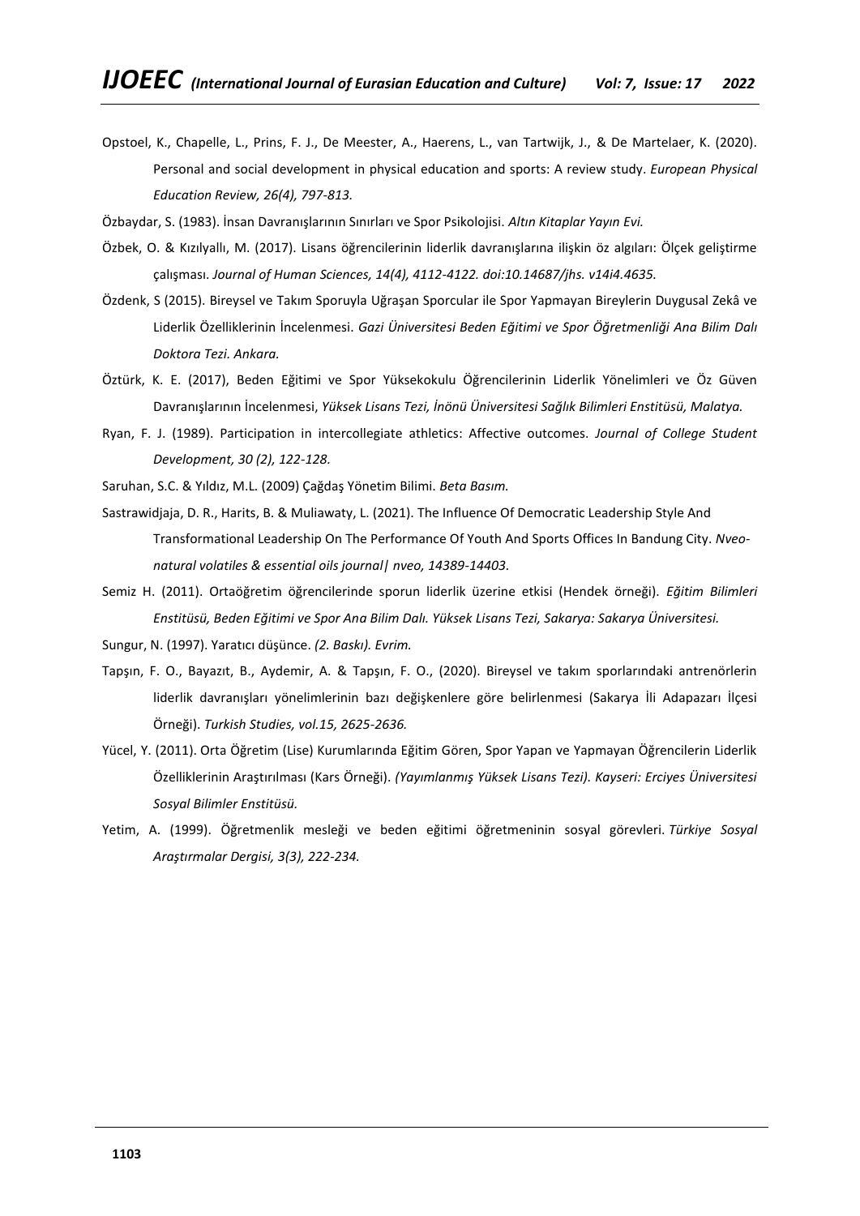Opstoel, K., Chapelle, L., Prins, F. J., De Meester, A., Haerens, L., van Tartwijk, J., & De Martelaer, K. (2020). Personal and social development in physical education and sports: A review study. *European Physical Education Review, 26(4), 797-813.*

Özbaydar, S. (1983). İnsan Davranışlarının Sınırları ve Spor Psikolojisi. *Altın Kitaplar Yayın Evi.*

Özbek, O. & Kızılyallı, M. (2017). Lisans öğrencilerinin liderlik davranışlarına ilişkin öz algıları: Ölçek geliştirme çalışması. *Journal of Human Sciences, 14(4), 4112-4122. doi:10.14687/jhs. v14i4.4635.*

Özdenk, S (2015). Bireysel ve Takım Sporuyla Uğraşan Sporcular ile Spor Yapmayan Bireylerin Duygusal Zekâ ve Liderlik Özelliklerinin İncelenmesi. *Gazi Üniversitesi Beden Eğitimi ve Spor Öğretmenliği Ana Bilim Dalı Doktora Tezi. Ankara.*

Öztürk, K. E. (2017), Beden Eğitimi ve Spor Yüksekokulu Öğrencilerinin Liderlik Yönelimleri ve Öz Güven Davranışlarının İncelenmesi, *Yüksek Lisans Tezi, İnönü Üniversitesi Sağlık Bilimleri Enstitüsü, Malatya.*

Ryan, F. J. (1989). Participation in intercollegiate athletics: Affective outcomes. *Journal of College Student Development, 30 (2), 122-128.*

Saruhan, S.C. & Yıldız, M.L. (2009) Çağdaş Yönetim Bilimi. *Beta Basım.*

Sastrawidjaja, D. R., Harits, B. & Muliawaty, L. (2021). The Influence Of Democratic Leadership Style And Transformational Leadership On The Performance Of Youth And Sports Offices In Bandung City. *Nveo-natural volatiles & essential oils journal| nveo, 14389-14403.*

Semiz H. (2011). Ortaöğretim öğrencilerinde sporun liderlik üzerine etkisi (Hendek örneği). *Eğitim Bilimleri Enstitüsü, Beden Eğitimi ve Spor Ana Bilim Dalı. Yüksek Lisans Tezi, Sakarya: Sakarya Üniversitesi.*

Sungur, N. (1997). Yaratıcı düşünce. *(2. Baskı). Evrim.*

Tapşın, F. O., Bayazıt, B., Aydemir, A. & Tapşın, F. O., (2020). Bireysel ve takım sporlarındaki antrenörlerin liderlik davranışları yönelimlerinin bazı değişkenlere göre belirlenmesi (Sakarya İli Adapazarı İlçesi Örneği). *Turkish Studies, vol.15, 2625-2636.*

Yücel, Y. (2011). Orta Öğretim (Lise) Kurumlarında Eğitim Gören, Spor Yapan ve Yapmayan Öğrencilerin Liderlik Özelliklerinin Araştırılması (Kars Örneği). *(Yayımlanmış Yüksek Lisans Tezi). Kayseri: Erciyes Üniversitesi Sosyal Bilimler Enstitüsü.*

Yetim, A. (1999). Öğretmenlik mesleği ve beden eğitimi öğretmeninin sosyal görevleri. *Türkiye Sosyal Araştırmalar Dergisi, 3(3), 222-234.*